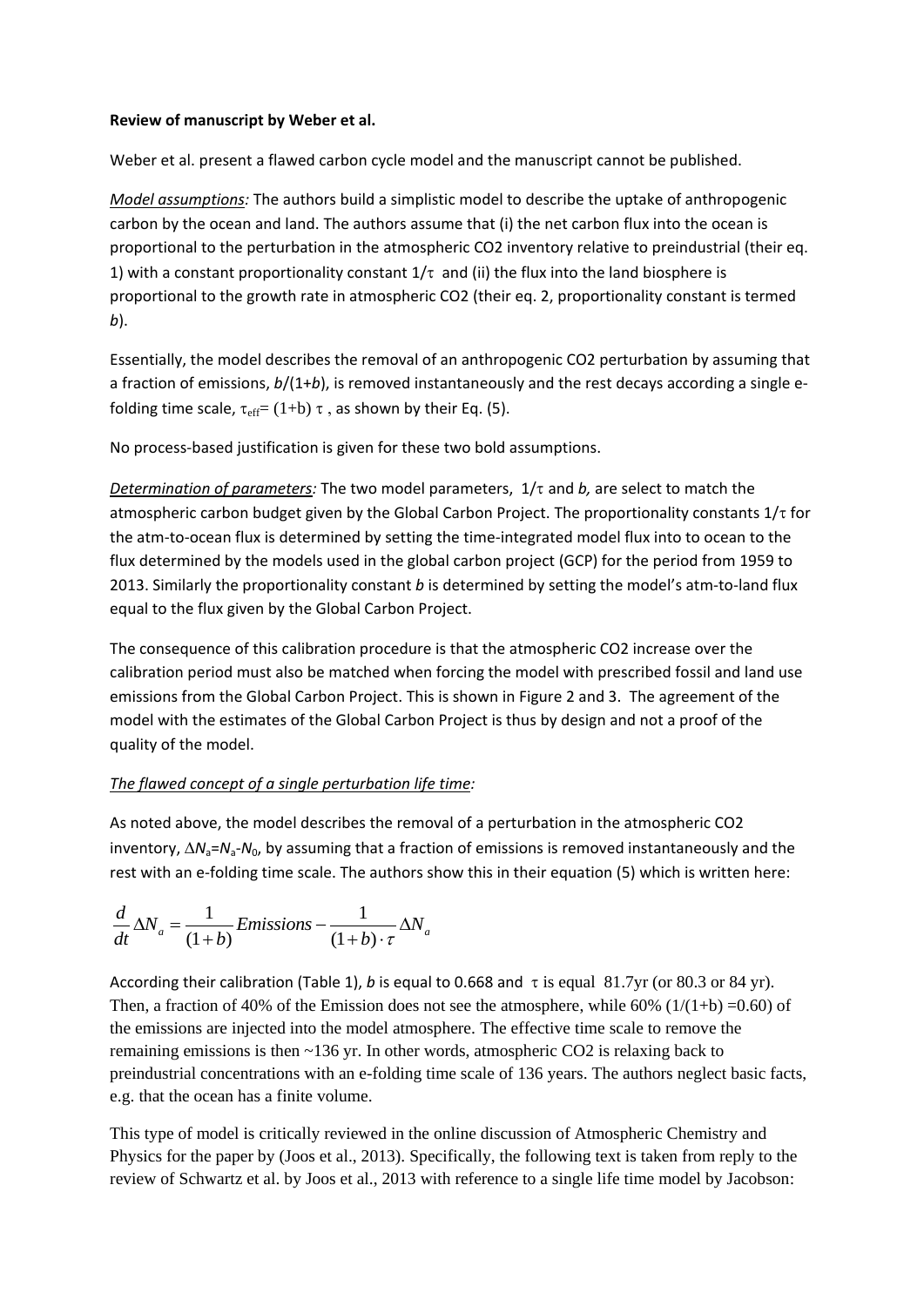**Review of manuscript by Weber et al.**

Weber et al. present a flawed carbon cycle model and the manuscript cannot be published.

*Model assumptions:* The authors build a simplistic model to describe the uptake of anthropogenic carbon by the ocean and land. The authors assume that (i) the net carbon flux into the ocean is proportional to the perturbation in the atmospheric CO2 inventory relative to preindustrial (their eq. 1) with a constant proportionality constant $1/\tau$ and (ii) the flux into the land biosphere is proportional to the growth rate in atmospheric CO2 (their eq. 2, proportionality constant is termed *b*).

Essentially, the model describes the removal of an anthropogenic CO2 perturbation by assuming that a fraction of emissions, $b/(1+b)$, is removed instantaneously and the rest decays according a single e-folding time scale, $\tau_{eff} = (1+b)\,\tau$ , as shown by their Eq. (5).

No process-based justification is given for these two bold assumptions.

*Determination of parameters:* The two model parameters, $1/\tau$ and *b,* are select to match the atmospheric carbon budget given by the Global Carbon Project. The proportionality constants $1/\tau$ for the atm-to-ocean flux is determined by setting the time-integrated model flux into to ocean to the flux determined by the models used in the global carbon project (GCP) for the period from 1959 to 2013. Similarly the proportionality constant *b* is determined by setting the model's atm-to-land flux equal to the flux given by the Global Carbon Project.

The consequence of this calibration procedure is that the atmospheric CO2 increase over the calibration period must also be matched when forcing the model with prescribed fossil and land use emissions from the Global Carbon Project. This is shown in Figure 2 and 3. The agreement of the model with the estimates of the Global Carbon Project is thus by design and not a proof of the quality of the model.

*The flawed concept of a single perturbation life time:*

As noted above, the model describes the removal of a perturbation in the atmospheric CO2 inventory, $\Delta N_a = N_a - N_0$, by assuming that a fraction of emissions is removed instantaneously and the rest with an e-folding time scale. The authors show this in their equation (5) which is written here:

$$\frac{d}{dt}\Delta N_a = \frac{1}{(1+b)}Emissions - \frac{1}{(1+b)\cdot\tau}\Delta N_a$$

According their calibration (Table 1), *b* is equal to 0.668 and $\tau$ is equal 81.7yr (or 80.3 or 84 yr). Then, a fraction of 40% of the Emission does not see the atmosphere, while 60% ($1/(1+b) = 0.60$) of the emissions are injected into the model atmosphere. The effective time scale to remove the remaining emissions is then ~136 yr. In other words, atmospheric CO2 is relaxing back to preindustrial concentrations with an e-folding time scale of 136 years. The authors neglect basic facts, e.g. that the ocean has a finite volume.

This type of model is critically reviewed in the online discussion of Atmospheric Chemistry and Physics for the paper by (Joos et al., 2013). Specifically, the following text is taken from reply to the review of Schwartz et al. by Joos et al., 2013 with reference to a single life time model by Jacobson: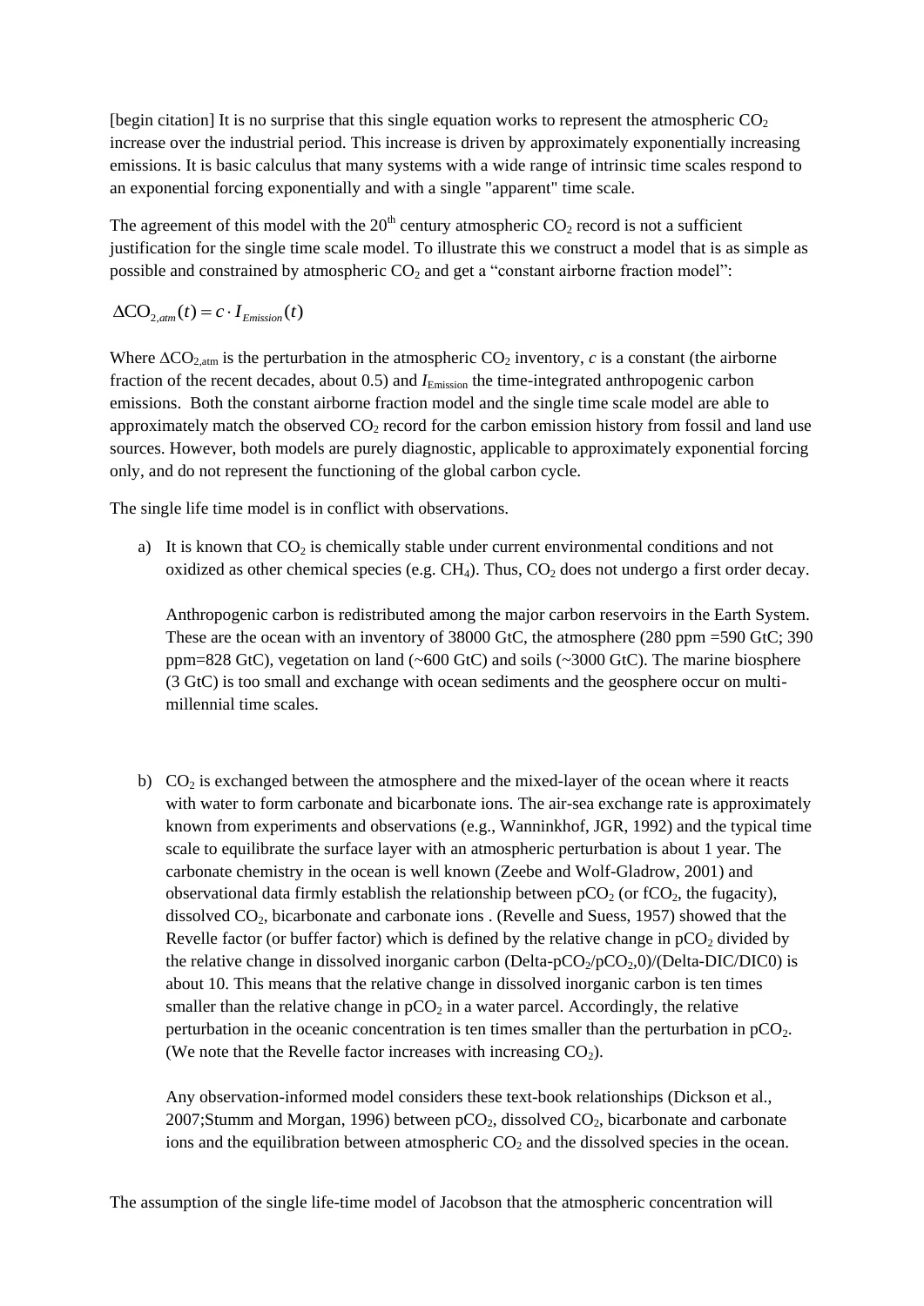[begin citation] It is no surprise that this single equation works to represent the atmospheric $CO_2$ increase over the industrial period. This increase is driven by approximately exponentially increasing emissions. It is basic calculus that many systems with a wide range of intrinsic time scales respond to an exponential forcing exponentially and with a single "apparent" time scale.

The agreement of this model with the 20[th] century atmospheric $CO_2$ record is not a sufficient justification for the single time scale model. To illustrate this we construct a model that is as simple as possible and constrained by atmospheric $CO_2$ and get a "constant airborne fraction model":

$$\Delta \mathrm{CO}_{2,atm}(t) = c \cdot I_{Emission}(t)$$

Where $\Delta CO_{2,atm}$ is the perturbation in the atmospheric $CO_2$ inventory, *c* is a constant (the airborne fraction of the recent decades, about 0.5) and $I_{Emission}$ the time-integrated anthropogenic carbon emissions. Both the constant airborne fraction model and the single time scale model are able to approximately match the observed $CO_2$ record for the carbon emission history from fossil and land use sources. However, both models are purely diagnostic, applicable to approximately exponential forcing only, and do not represent the functioning of the global carbon cycle.

The single life time model is in conflict with observations.

a) It is known that $CO_2$ is chemically stable under current environmental conditions and not oxidized as other chemical species (e.g. $CH_4$). Thus, $CO_2$ does not undergo a first order decay.

   Anthropogenic carbon is redistributed among the major carbon reservoirs in the Earth System. These are the ocean with an inventory of 38000 GtC, the atmosphere (280 ppm =590 GtC; 390 ppm=828 GtC), vegetation on land (~600 GtC) and soils (~3000 GtC). The marine biosphere (3 GtC) is too small and exchange with ocean sediments and the geosphere occur on multi-millennial time scales.

b) $CO_2$ is exchanged between the atmosphere and the mixed-layer of the ocean where it reacts with water to form carbonate and bicarbonate ions. The air-sea exchange rate is approximately known from experiments and observations (e.g., Wanninkhof, JGR, 1992) and the typical time scale to equilibrate the surface layer with an atmospheric perturbation is about 1 year. The carbonate chemistry in the ocean is well known (Zeebe and Wolf-Gladrow, 2001) and observational data firmly establish the relationship between $pCO_2$ (or $fCO_2$, the fugacity), dissolved $CO_2$, bicarbonate and carbonate ions . (Revelle and Suess, 1957) showed that the Revelle factor (or buffer factor) which is defined by the relative change in $pCO_2$ divided by the relative change in dissolved inorganic carbon (Delta-$pCO_2$/$pCO_{2,0}$)/(Delta-DIC/DIC0) is about 10. This means that the relative change in dissolved inorganic carbon is ten times smaller than the relative change in $pCO_2$ in a water parcel. Accordingly, the relative perturbation in the oceanic concentration is ten times smaller than the perturbation in $pCO_2$. (We note that the Revelle factor increases with increasing $CO_2$).

   Any observation-informed model considers these text-book relationships (Dickson et al., 2007;Stumm and Morgan, 1996) between $pCO_2$, dissolved $CO_2$, bicarbonate and carbonate ions and the equilibration between atmospheric $CO_2$ and the dissolved species in the ocean.

The assumption of the single life-time model of Jacobson that the atmospheric concentration will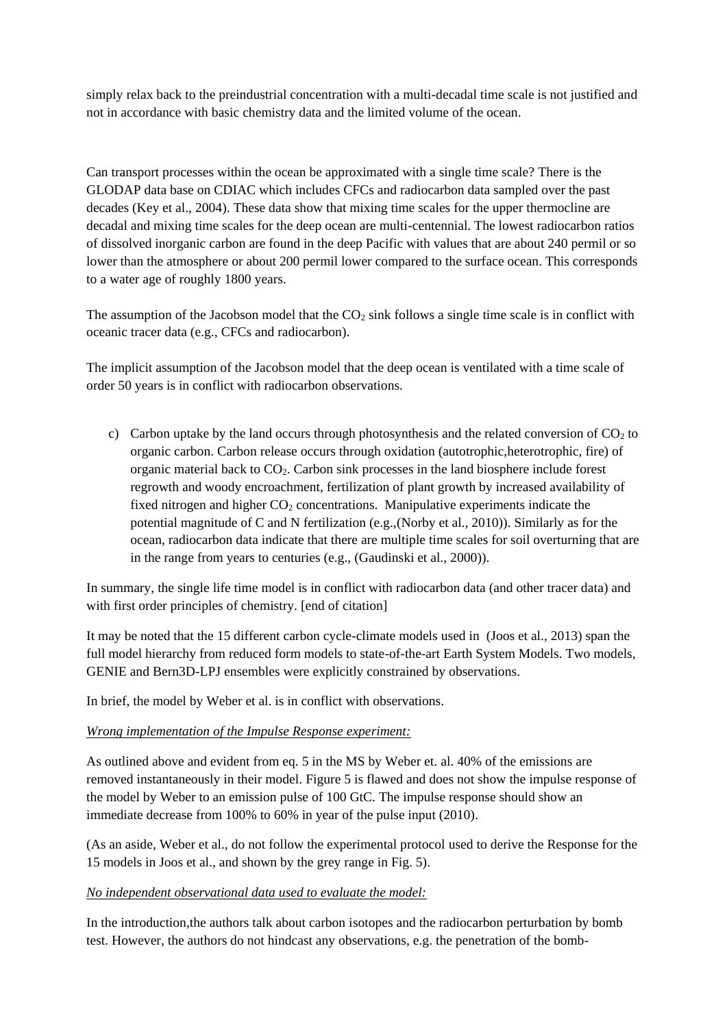simply relax back to the preindustrial concentration with a multi-decadal time scale is not justified and not in accordance with basic chemistry data and the limited volume of the ocean.

Can transport processes within the ocean be approximated with a single time scale? There is the GLODAP data base on CDIAC which includes CFCs and radiocarbon data sampled over the past decades (Key et al., 2004). These data show that mixing time scales for the upper thermocline are decadal and mixing time scales for the deep ocean are multi-centennial. The lowest radiocarbon ratios of dissolved inorganic carbon are found in the deep Pacific with values that are about 240 permil or so lower than the atmosphere or about 200 permil lower compared to the surface ocean. This corresponds to a water age of roughly 1800 years.

The assumption of the Jacobson model that the $CO_2$ sink follows a single time scale is in conflict with oceanic tracer data (e.g., CFCs and radiocarbon).

The implicit assumption of the Jacobson model that the deep ocean is ventilated with a time scale of order 50 years is in conflict with radiocarbon observations.

c) Carbon uptake by the land occurs through photosynthesis and the related conversion of $CO_2$ to organic carbon. Carbon release occurs through oxidation (autotrophic,heterotrophic, fire) of organic material back to $CO_2$. Carbon sink processes in the land biosphere include forest regrowth and woody encroachment, fertilization of plant growth by increased availability of fixed nitrogen and higher $CO_2$ concentrations. Manipulative experiments indicate the potential magnitude of C and N fertilization (e.g.,(Norby et al., 2010)). Similarly as for the ocean, radiocarbon data indicate that there are multiple time scales for soil overturning that are in the range from years to centuries (e.g., (Gaudinski et al., 2000)).

In summary, the single life time model is in conflict with radiocarbon data (and other tracer data) and with first order principles of chemistry. [end of citation]

It may be noted that the 15 different carbon cycle-climate models used in (Joos et al., 2013) span the full model hierarchy from reduced form models to state-of-the-art Earth System Models. Two models, GENIE and Bern3D-LPJ ensembles were explicitly constrained by observations.

In brief, the model by Weber et al. is in conflict with observations.

*Wrong implementation of the Impulse Response experiment:*

As outlined above and evident from eq. 5 in the MS by Weber et. al. 40% of the emissions are removed instantaneously in their model. Figure 5 is flawed and does not show the impulse response of the model by Weber to an emission pulse of 100 GtC. The impulse response should show an immediate decrease from 100% to 60% in year of the pulse input (2010).

(As an aside, Weber et al., do not follow the experimental protocol used to derive the Response for the 15 models in Joos et al., and shown by the grey range in Fig. 5).

*No independent observational data used to evaluate the model:*

In the introduction,the authors talk about carbon isotopes and the radiocarbon perturbation by bomb test. However, the authors do not hindcast any observations, e.g. the penetration of the bomb-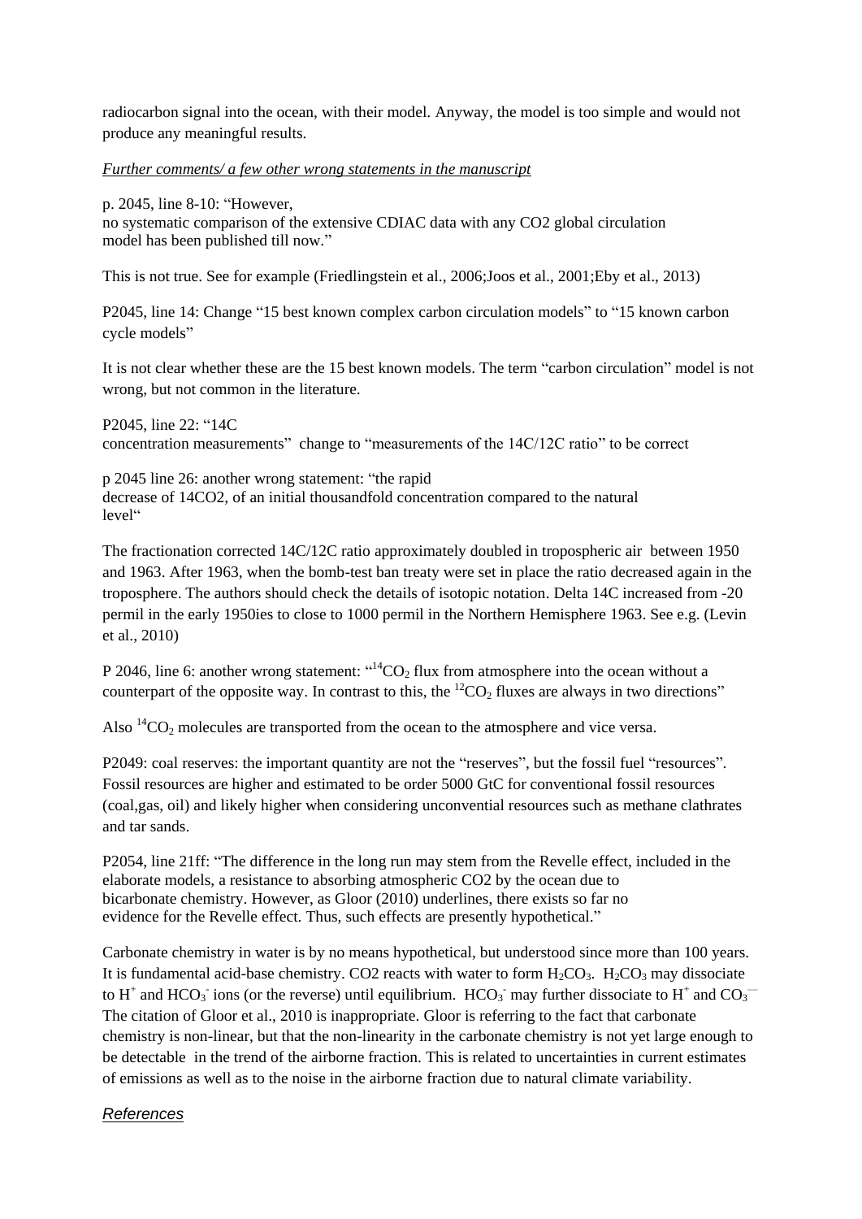radiocarbon signal into the ocean, with their model. Anyway, the model is too simple and would not produce any meaningful results.

*Further comments/ a few other wrong statements in the manuscript*

p. 2045, line 8-10: "However,
no systematic comparison of the extensive CDIAC data with any CO2 global circulation
model has been published till now."

This is not true. See for example (Friedlingstein et al., 2006;Joos et al., 2001;Eby et al., 2013)

P2045, line 14: Change "15 best known complex carbon circulation models" to "15 known carbon cycle models"

It is not clear whether these are the 15 best known models. The term "carbon circulation" model is not wrong, but not common in the literature.

P2045, line 22: "14C
concentration measurements" change to "measurements of the 14C/12C ratio" to be correct

p 2045 line 26: another wrong statement: "the rapid
decrease of 14CO2, of an initial thousandfold concentration compared to the natural
level"

The fractionation corrected 14C/12C ratio approximately doubled in tropospheric air between 1950 and 1963. After 1963, when the bomb-test ban treaty were set in place the ratio decreased again in the troposphere. The authors should check the details of isotopic notation. Delta 14C increased from -20 permil in the early 1950ies to close to 1000 permil in the Northern Hemisphere 1963. See e.g. (Levin et al., 2010)

P 2046, line 6: another wrong statement: "$^{14}CO_2$ flux from atmosphere into the ocean without a counterpart of the opposite way. In contrast to this, the $^{12}CO_2$ fluxes are always in two directions"

Also $^{14}CO_2$ molecules are transported from the ocean to the atmosphere and vice versa.

P2049: coal reserves: the important quantity are not the "reserves", but the fossil fuel "resources". Fossil resources are higher and estimated to be order 5000 GtC for conventional fossil resources (coal,gas, oil) and likely higher when considering unconvential resources such as methane clathrates and tar sands.

P2054, line 21ff: "The difference in the long run may stem from the Revelle effect, included in the elaborate models, a resistance to absorbing atmospheric CO2 by the ocean due to bicarbonate chemistry. However, as Gloor (2010) underlines, there exists so far no evidence for the Revelle effect. Thus, such effects are presently hypothetical."

Carbonate chemistry in water is by no means hypothetical, but understood since more than 100 years. It is fundamental acid-base chemistry. CO2 reacts with water to form $H_2CO_3$. $H_2CO_3$ may dissociate to $H^+$ and $HCO_3^-$ ions (or the reverse) until equilibrium. $HCO_3^-$ may further dissociate to $H^+$ and $CO_3^{--}$ The citation of Gloor et al., 2010 is inappropriate. Gloor is referring to the fact that carbonate chemistry is non-linear, but that the non-linearity in the carbonate chemistry is not yet large enough to be detectable in the trend of the airborne fraction. This is related to uncertainties in current estimates of emissions as well as to the noise in the airborne fraction due to natural climate variability.

## *References*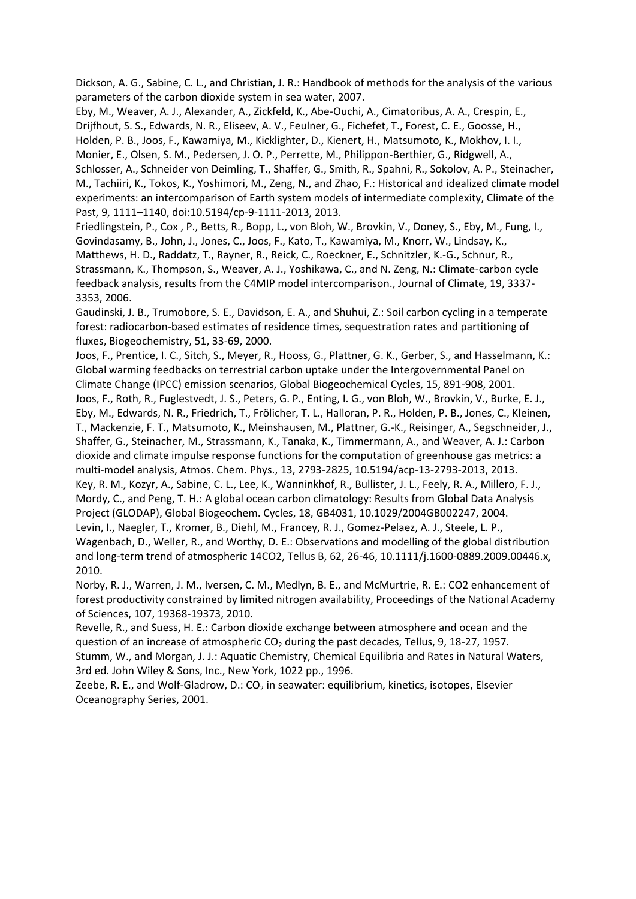Dickson, A. G., Sabine, C. L., and Christian, J. R.: Handbook of methods for the analysis of the various parameters of the carbon dioxide system in sea water, 2007.

Eby, M., Weaver, A. J., Alexander, A., Zickfeld, K., Abe-Ouchi, A., Cimatoribus, A. A., Crespin, E., Drijfhout, S. S., Edwards, N. R., Eliseev, A. V., Feulner, G., Fichefet, T., Forest, C. E., Goosse, H., Holden, P. B., Joos, F., Kawamiya, M., Kicklighter, D., Kienert, H., Matsumoto, K., Mokhov, I. I., Monier, E., Olsen, S. M., Pedersen, J. O. P., Perrette, M., Philippon-Berthier, G., Ridgwell, A., Schlosser, A., Schneider von Deimling, T., Shaffer, G., Smith, R., Spahni, R., Sokolov, A. P., Steinacher, M., Tachiiri, K., Tokos, K., Yoshimori, M., Zeng, N., and Zhao, F.: Historical and idealized climate model experiments: an intercomparison of Earth system models of intermediate complexity, Climate of the Past, 9, 1111–1140, doi:10.5194/cp-9-1111-2013, 2013.

Friedlingstein, P., Cox , P., Betts, R., Bopp, L., von Bloh, W., Brovkin, V., Doney, S., Eby, M., Fung, I., Govindasamy, B., John, J., Jones, C., Joos, F., Kato, T., Kawamiya, M., Knorr, W., Lindsay, K., Matthews, H. D., Raddatz, T., Rayner, R., Reick, C., Roeckner, E., Schnitzler, K.-G., Schnur, R., Strassmann, K., Thompson, S., Weaver, A. J., Yoshikawa, C., and N. Zeng, N.: Climate-carbon cycle feedback analysis, results from the C4MIP model intercomparison., Journal of Climate, 19, 3337-3353, 2006.

Gaudinski, J. B., Trumobore, S. E., Davidson, E. A., and Shuhui, Z.: Soil carbon cycling in a temperate forest: radiocarbon-based estimates of residence times, sequestration rates and partitioning of fluxes, Biogeochemistry, 51, 33-69, 2000.

Joos, F., Prentice, I. C., Sitch, S., Meyer, R., Hooss, G., Plattner, G. K., Gerber, S., and Hasselmann, K.: Global warming feedbacks on terrestrial carbon uptake under the Intergovernmental Panel on Climate Change (IPCC) emission scenarios, Global Biogeochemical Cycles, 15, 891-908, 2001.

Joos, F., Roth, R., Fuglestvedt, J. S., Peters, G. P., Enting, I. G., von Bloh, W., Brovkin, V., Burke, E. J., Eby, M., Edwards, N. R., Friedrich, T., Frölicher, T. L., Halloran, P. R., Holden, P. B., Jones, C., Kleinen, T., Mackenzie, F. T., Matsumoto, K., Meinshausen, M., Plattner, G.-K., Reisinger, A., Segschneider, J., Shaffer, G., Steinacher, M., Strassmann, K., Tanaka, K., Timmermann, A., and Weaver, A. J.: Carbon dioxide and climate impulse response functions for the computation of greenhouse gas metrics: a multi-model analysis, Atmos. Chem. Phys., 13, 2793-2825, 10.5194/acp-13-2793-2013, 2013.

Key, R. M., Kozyr, A., Sabine, C. L., Lee, K., Wanninkhof, R., Bullister, J. L., Feely, R. A., Millero, F. J., Mordy, C., and Peng, T. H.: A global ocean carbon climatology: Results from Global Data Analysis Project (GLODAP), Global Biogeochem. Cycles, 18, GB4031, 10.1029/2004GB002247, 2004.

Levin, I., Naegler, T., Kromer, B., Diehl, M., Francey, R. J., Gomez-Pelaez, A. J., Steele, L. P., Wagenbach, D., Weller, R., and Worthy, D. E.: Observations and modelling of the global distribution and long-term trend of atmospheric 14CO2, Tellus B, 62, 26-46, 10.1111/j.1600-0889.2009.00446.x, 2010.

Norby, R. J., Warren, J. M., Iversen, C. M., Medlyn, B. E., and McMurtrie, R. E.: CO2 enhancement of forest productivity constrained by limited nitrogen availability, Proceedings of the National Academy of Sciences, 107, 19368-19373, 2010.

Revelle, R., and Suess, H. E.: Carbon dioxide exchange between atmosphere and ocean and the question of an increase of atmospheric $CO_2$ during the past decades, Tellus, 9, 18-27, 1957.

Stumm, W., and Morgan, J. J.: Aquatic Chemistry, Chemical Equilibria and Rates in Natural Waters, 3rd ed. John Wiley & Sons, Inc., New York, 1022 pp., 1996.

Zeebe, R. E., and Wolf-Gladrow, D.: $CO_2$ in seawater: equilibrium, kinetics, isotopes, Elsevier Oceanography Series, 2001.